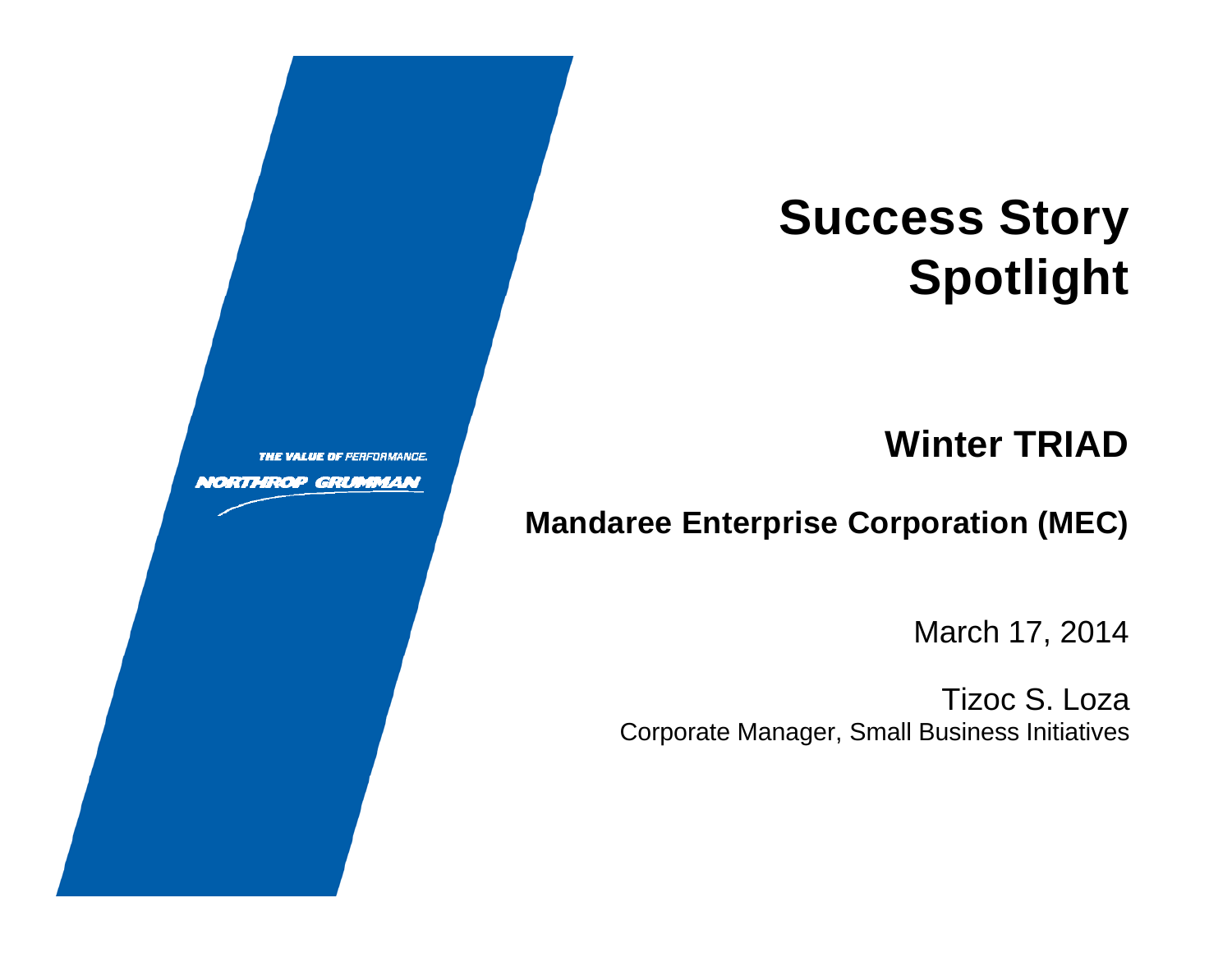THE VALUE OF PERFORMANCE.

NORTHROP GRUMMAN

# Success Story Spotlight

## Winter TRIAD

### Mandaree Enterprise Corporation (MEC)

March 17, 2014

Tizoc S. Loza
Corporate Manager, Small Business Initiatives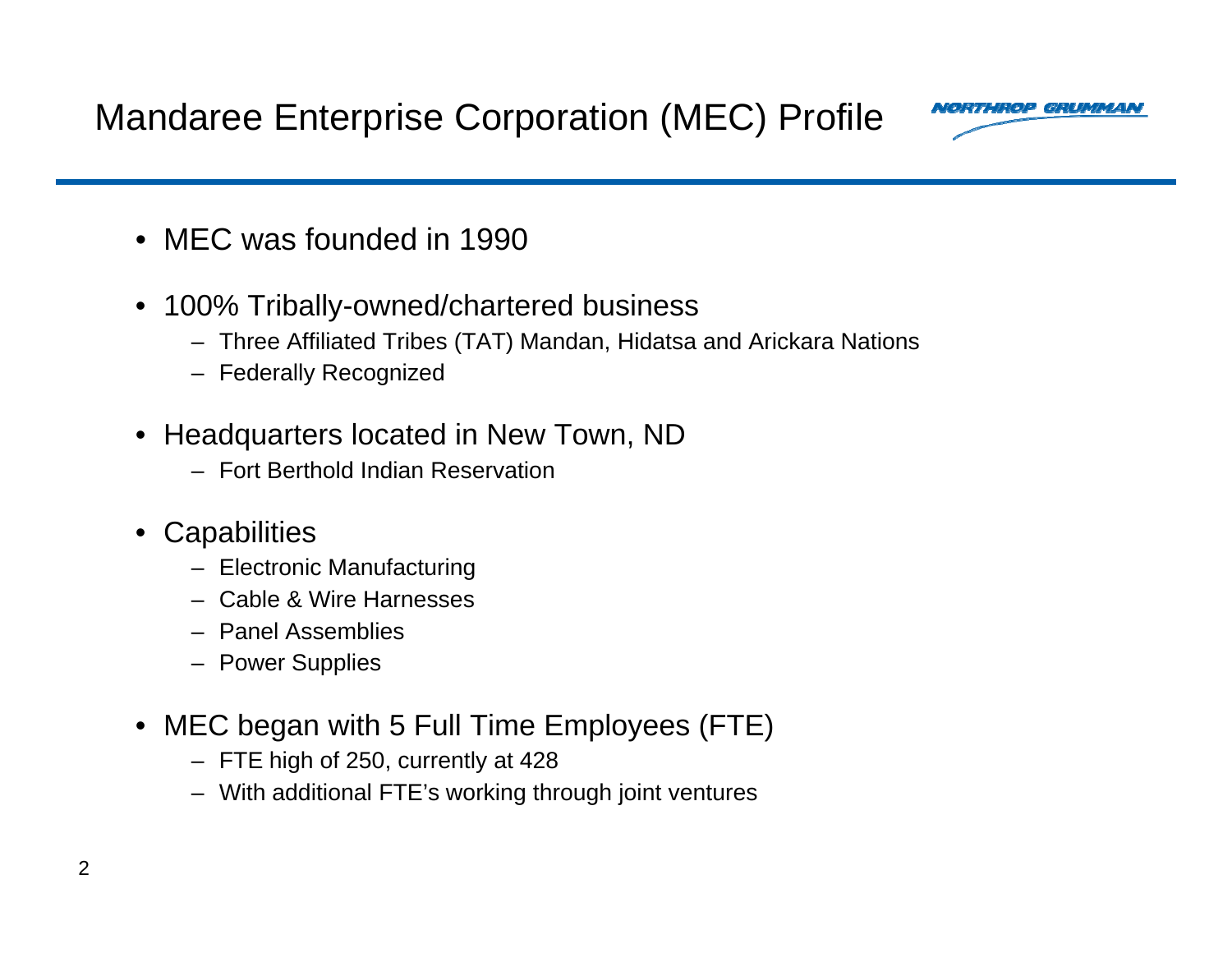# Mandaree Enterprise Corporation (MEC) Profile

- MEC was founded in 1990
- 100% Tribally-owned/chartered business
  - Three Affiliated Tribes (TAT) Mandan, Hidatsa and Arickara Nations
  - Federally Recognized
- Headquarters located in New Town, ND
  - Fort Berthold Indian Reservation
- Capabilities
  - Electronic Manufacturing
  - Cable & Wire Harnesses
  - Panel Assemblies
  - Power Supplies
- MEC began with 5 Full Time Employees (FTE)
  - FTE high of 250, currently at 428
  - With additional FTE's working through joint ventures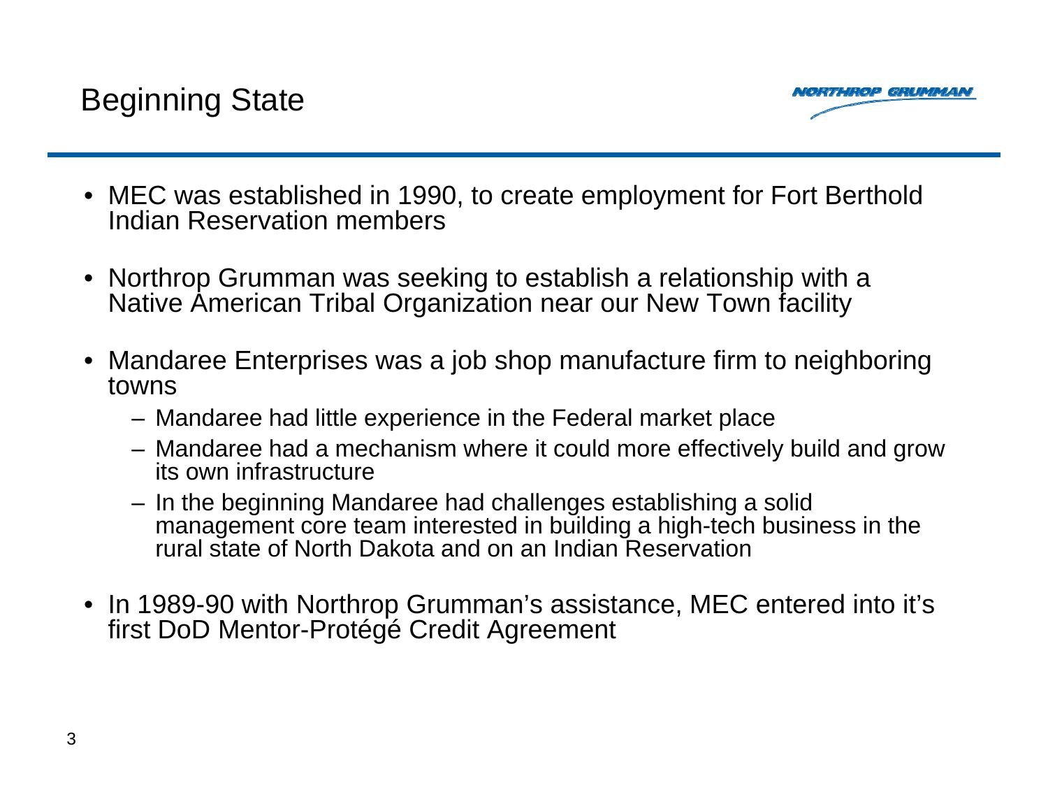# Beginning State

- MEC was established in 1990, to create employment for Fort Berthold Indian Reservation members
- Northrop Grumman was seeking to establish a relationship with a Native American Tribal Organization near our New Town facility
- Mandaree Enterprises was a job shop manufacture firm to neighboring towns
  - Mandaree had little experience in the Federal market place
  - Mandaree had a mechanism where it could more effectively build and grow its own infrastructure
  - In the beginning Mandaree had challenges establishing a solid management core team interested in building a high-tech business in the rural state of North Dakota and on an Indian Reservation
- In 1989-90 with Northrop Grumman's assistance, MEC entered into it's first DoD Mentor-Protégé Credit Agreement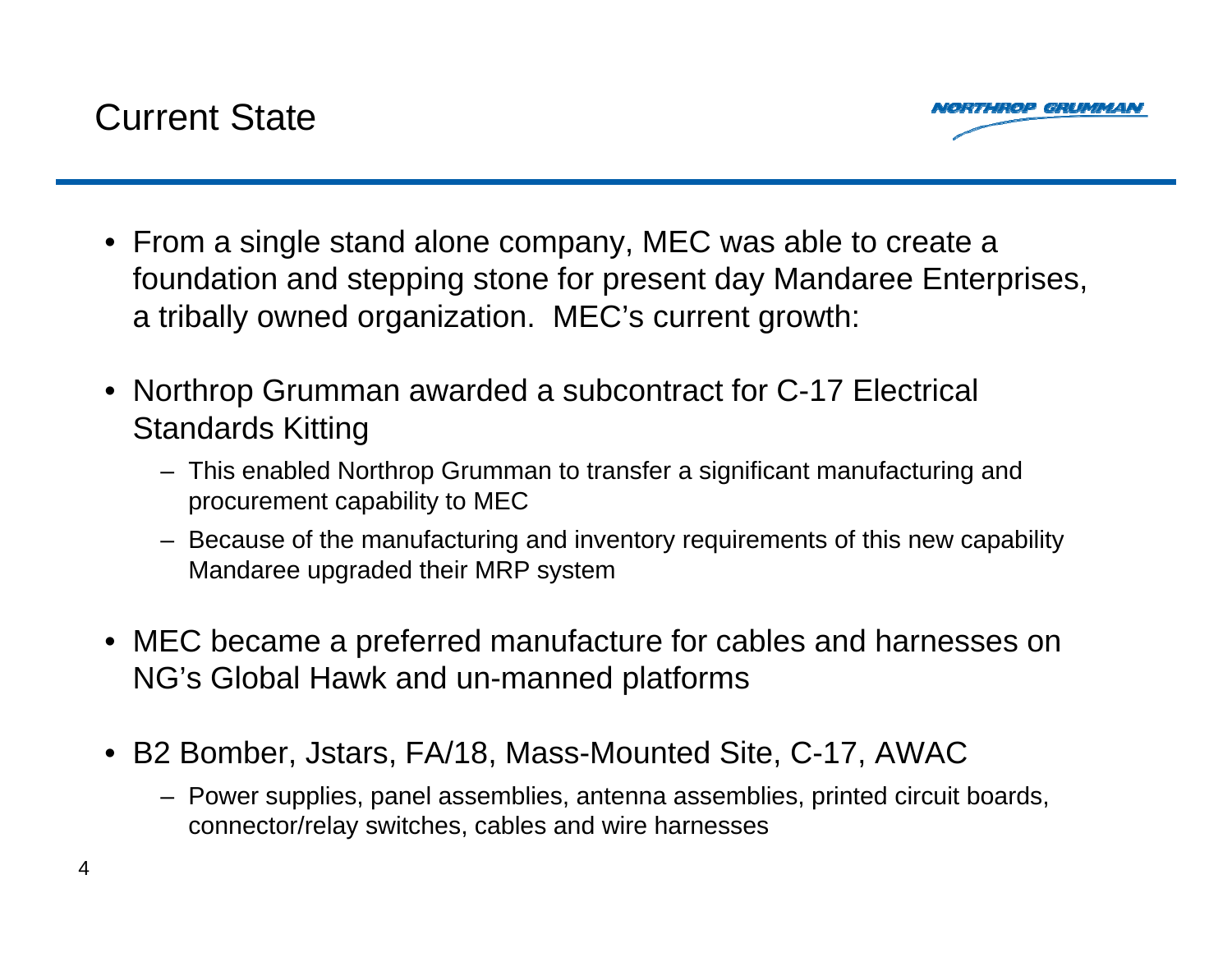# Current State

- From a single stand alone company, MEC was able to create a foundation and stepping stone for present day Mandaree Enterprises, a tribally owned organization. MEC's current growth:

- Northrop Grumman awarded a subcontract for C-17 Electrical Standards Kitting
  - This enabled Northrop Grumman to transfer a significant manufacturing and procurement capability to MEC
  - Because of the manufacturing and inventory requirements of this new capability Mandaree upgraded their MRP system

- MEC became a preferred manufacture for cables and harnesses on NG's Global Hawk and un-manned platforms

- B2 Bomber, Jstars, FA/18, Mass-Mounted Site, C-17, AWAC
  - Power supplies, panel assemblies, antenna assemblies, printed circuit boards, connector/relay switches, cables and wire harnesses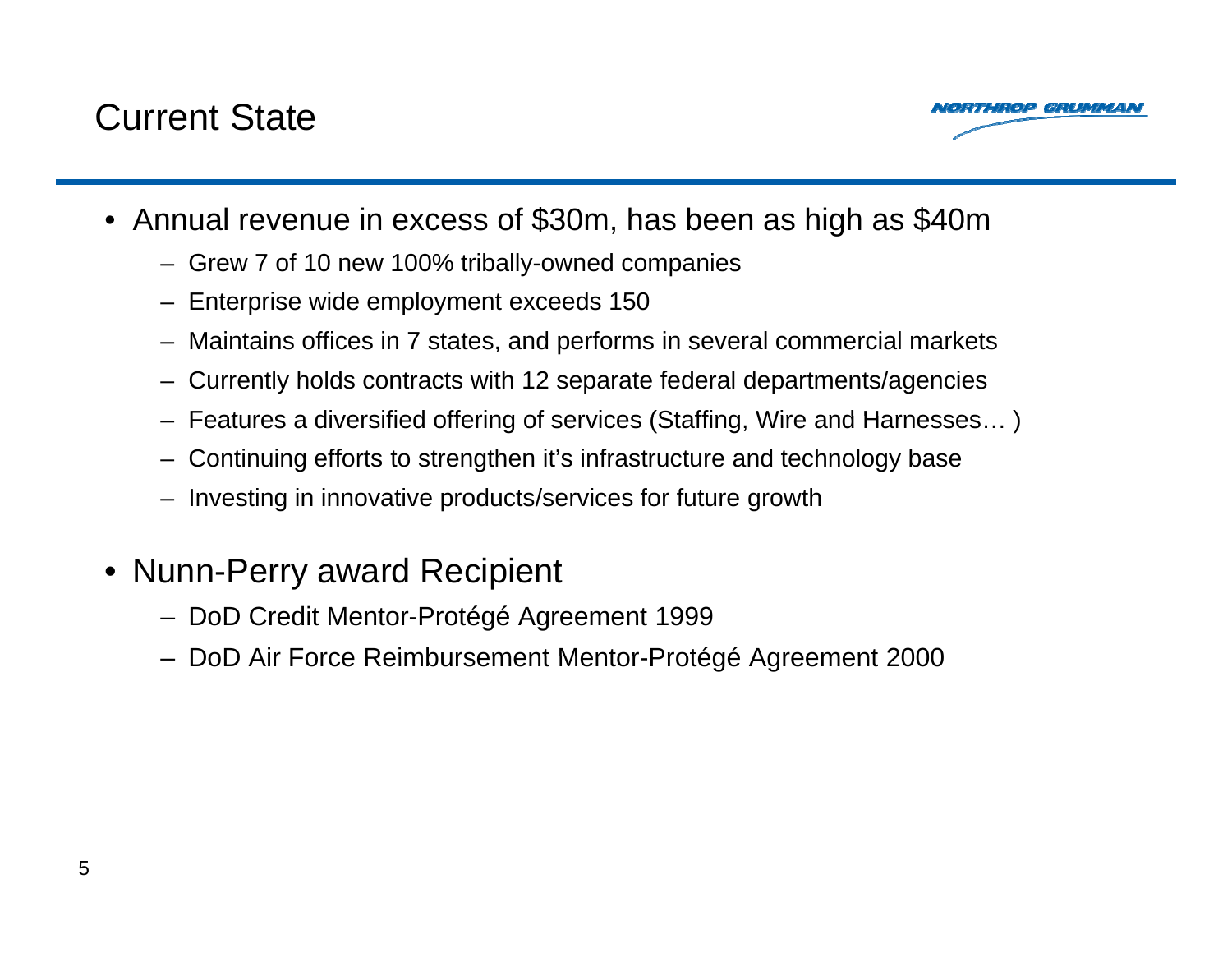# Current State

- Annual revenue in excess of $30m, has been as high as $40m
  - Grew 7 of 10 new 100% tribally-owned companies
  - Enterprise wide employment exceeds 150
  - Maintains offices in 7 states, and performs in several commercial markets
  - Currently holds contracts with 12 separate federal departments/agencies
  - Features a diversified offering of services (Staffing, Wire and Harnesses… )
  - Continuing efforts to strengthen it's infrastructure and technology base
  - Investing in innovative products/services for future growth

- Nunn-Perry award Recipient
  - DoD Credit Mentor-Protégé Agreement 1999
  - DoD Air Force Reimbursement Mentor-Protégé Agreement 2000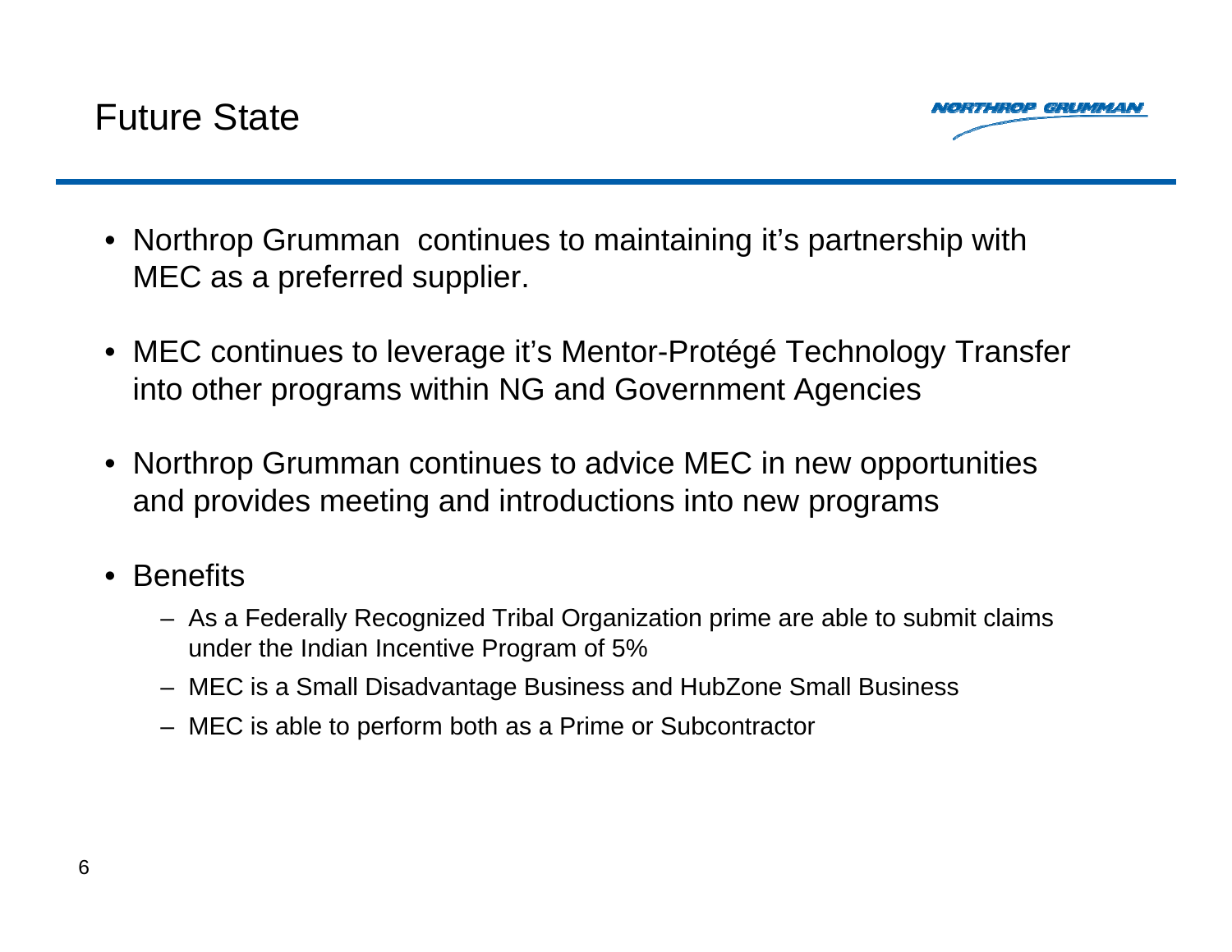# Future State

- Northrop Grumman  continues to maintaining it's partnership with MEC as a preferred supplier.
- MEC continues to leverage it's Mentor-Protégé Technology Transfer into other programs within NG and Government Agencies
- Northrop Grumman continues to advice MEC in new opportunities and provides meeting and introductions into new programs
- Benefits
  - As a Federally Recognized Tribal Organization prime are able to submit claims under the Indian Incentive Program of 5%
  - MEC is a Small Disadvantage Business and HubZone Small Business
  - MEC is able to perform both as a Prime or Subcontractor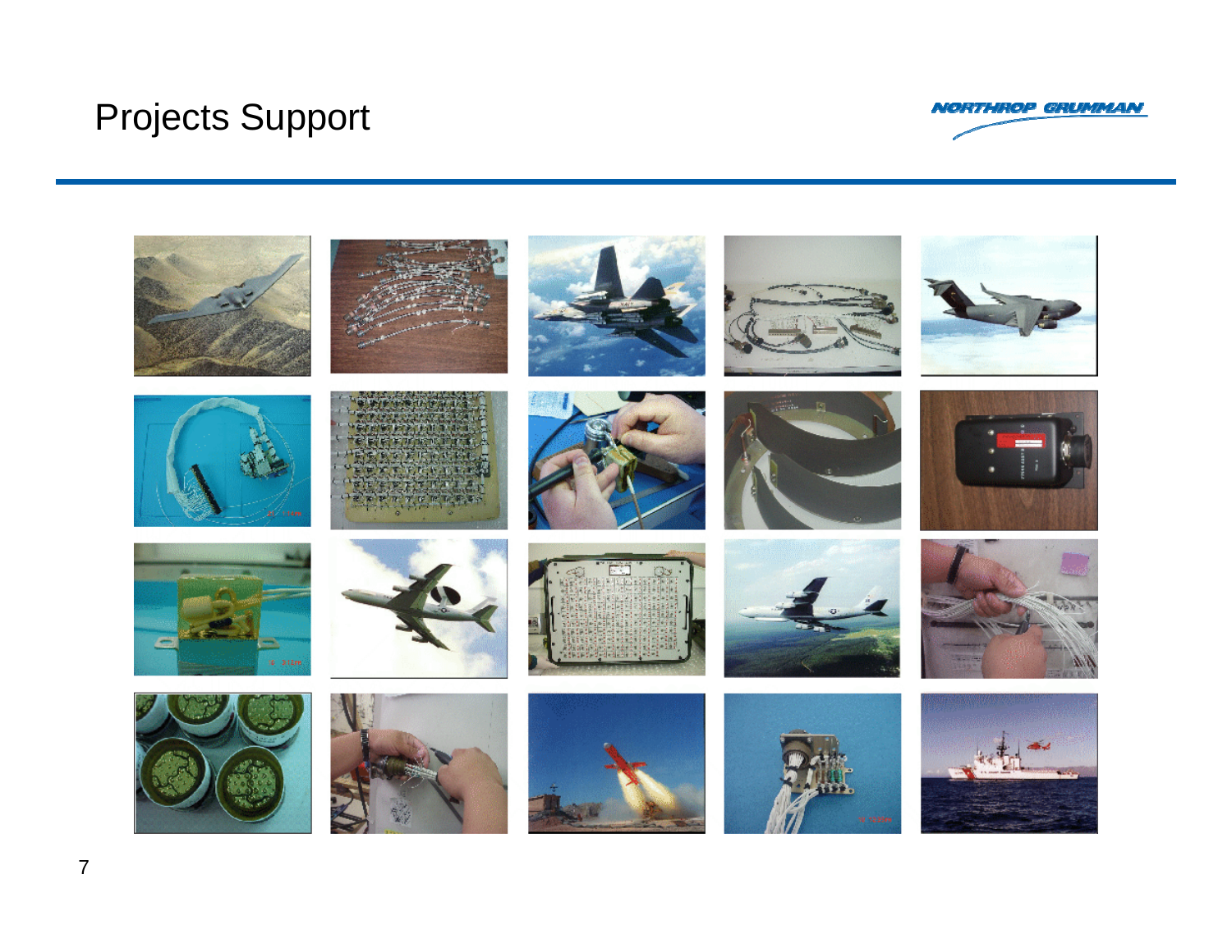# Projects Support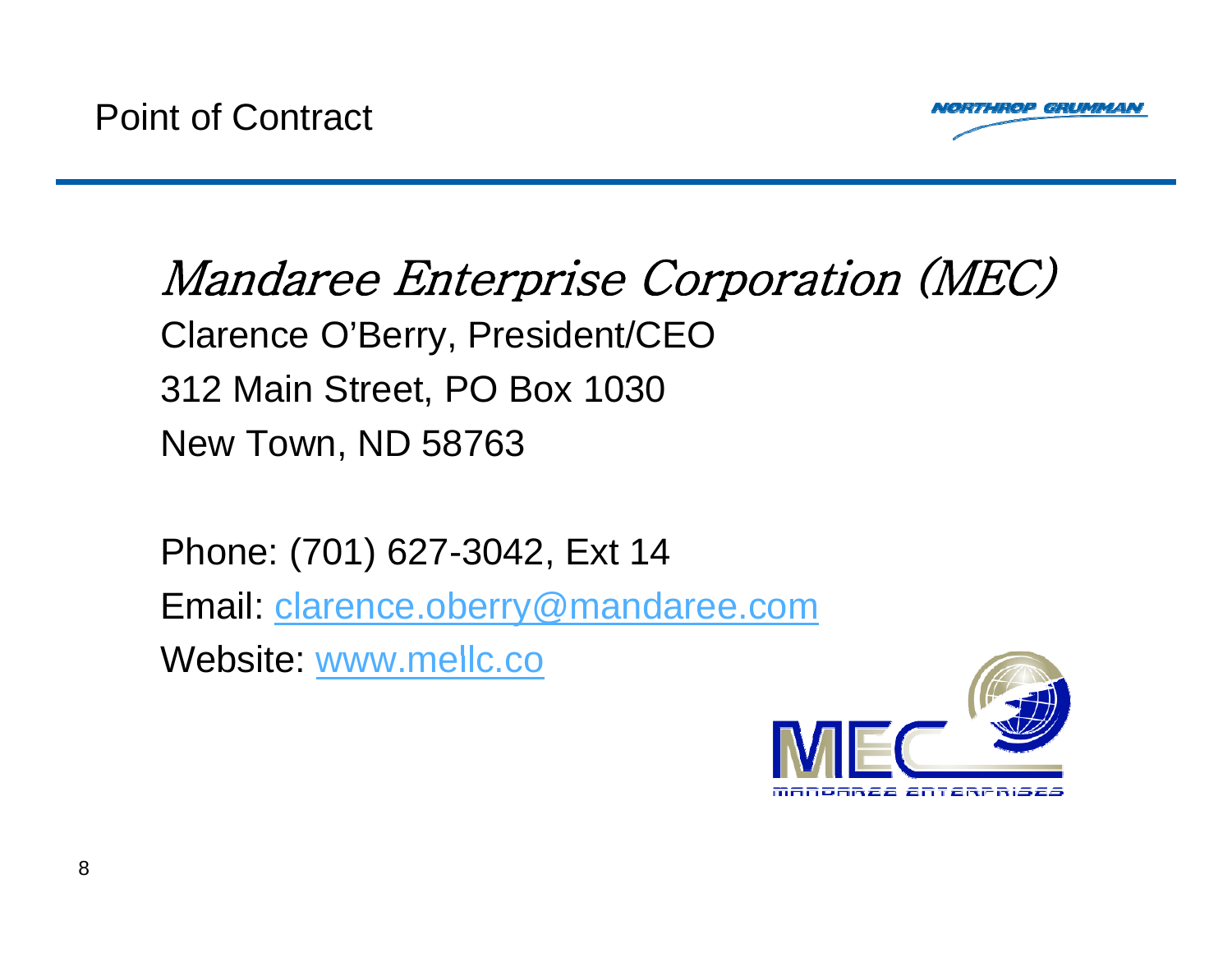# Point of Contract

*Mandaree Enterprise Corporation (MEC)*

Clarence O'Berry, President/CEO

312 Main Street, PO Box 1030

New Town, ND 58763

Phone: (701) 627-3042, Ext 14

Email: clarence.oberry@mandaree.com

Website: www.mellc.co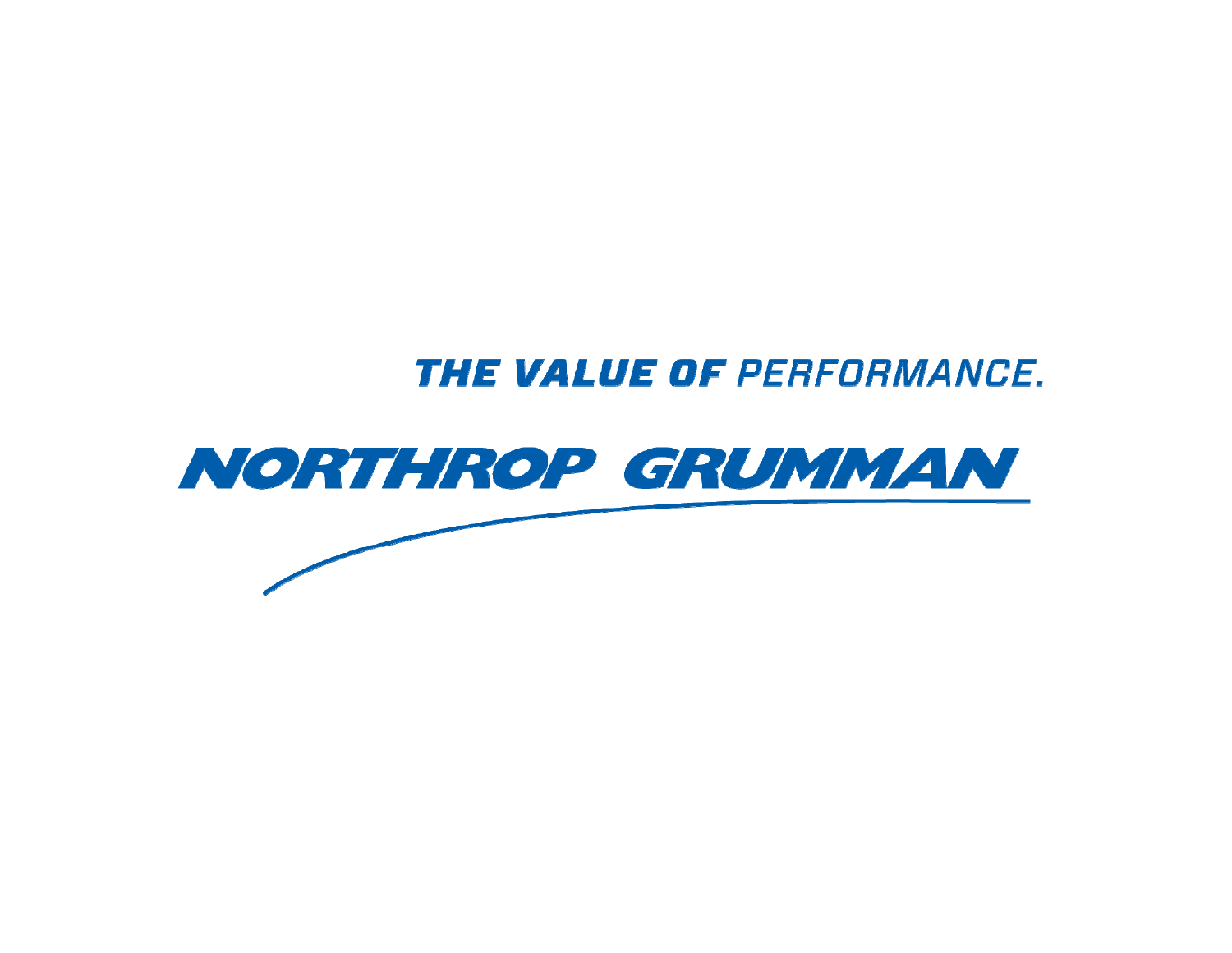THE VALUE OF PERFORMANCE.

NORTHROP GRUMMAN